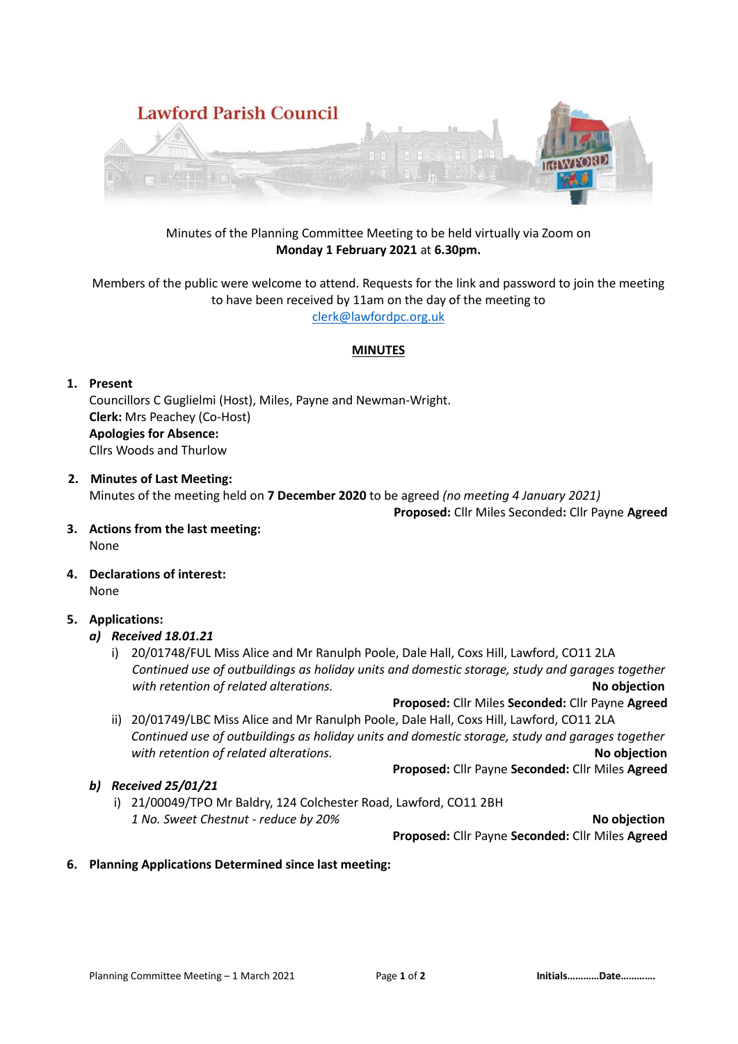# Lawford Parish Council

Minutes of the Planning Committee Meeting to be held virtually via Zoom on
**Monday 1 February 2021** at **6.30pm.**

Members of the public were welcome to attend. Requests for the link and password to join the meeting to have been received by 11am on the day of the meeting to
clerk@lawfordpc.org.uk

## MINUTES

1. **Present**
   Councillors C Guglielmi (Host), Miles, Payne and Newman-Wright.
   **Clerk:** Mrs Peachey (Co-Host)
   **Apologies for Absence:**
   Cllrs Woods and Thurlow

2. **Minutes of Last Meeting:**
   Minutes of the meeting held on **7 December 2020** to be agreed *(no meeting 4 January 2021)*
   **Proposed:** Cllr Miles Seconded**:** Cllr Payne **Agreed**

3. **Actions from the last meeting:**
   None

4. **Declarations of interest:**
   None

5. **Applications:**
   ***a) Received 18.01.21***
   i) 20/01748/FUL Miss Alice and Mr Ranulph Poole, Dale Hall, Coxs Hill, Lawford, CO11 2LA
   *Continued use of outbuildings as holiday units and domestic storage, study and garages together with retention of related alterations.* **No objection**
   **Proposed:** Cllr Miles **Seconded:** Cllr Payne **Agreed**
   ii) 20/01749/LBC Miss Alice and Mr Ranulph Poole, Dale Hall, Coxs Hill, Lawford, CO11 2LA
   *Continued use of outbuildings as holiday units and domestic storage, study and garages together with retention of related alterations.* **No objection**
   **Proposed:** Cllr Payne **Seconded:** Cllr Miles **Agreed**

   ***b) Received 25/01/21***
   i) 21/00049/TPO Mr Baldry, 124 Colchester Road, Lawford, CO11 2BH
   *1 No. Sweet Chestnut - reduce by 20%* **No objection**
   **Proposed:** Cllr Payne **Seconded:** Cllr Miles **Agreed**

6. **Planning Applications Determined since last meeting:**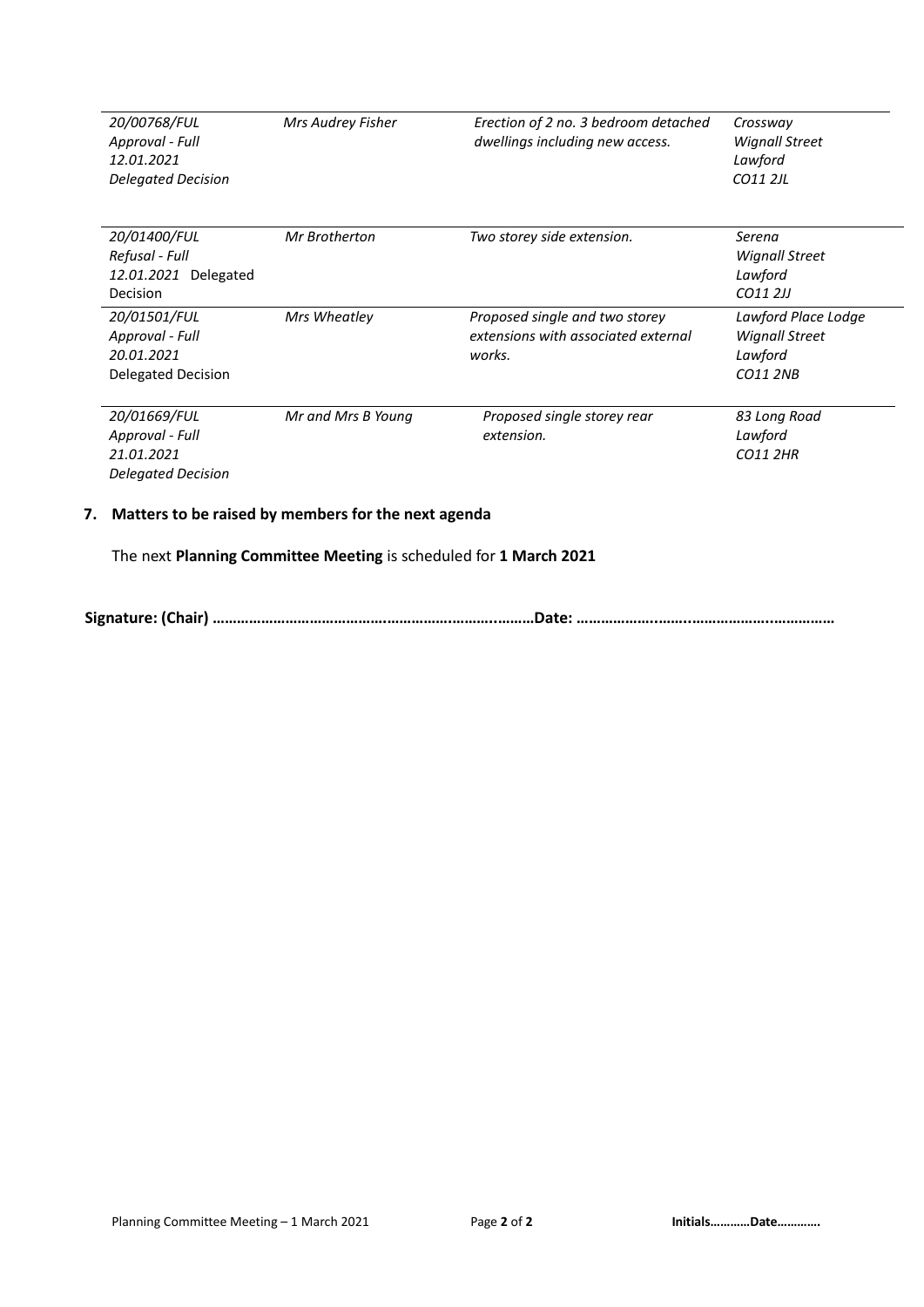| | | | |
|---|---|---|---|
| *20/00768/FUL*<br>*Approval - Full*<br>*12.01.2021*<br>*Delegated Decision* | *Mrs Audrey Fisher* | *Erection of 2 no. 3 bedroom detached dwellings including new access.* | *Crossway*<br>*Wignall Street*<br>*Lawford*<br>*CO11 2JL* |
| *20/01400/FUL*<br>*Refusal - Full*<br>*12.01.2021* Delegated Decision | *Mr Brotherton* | *Two storey side extension.* | *Serena*<br>*Wignall Street*<br>*Lawford*<br>*CO11 2JJ* |
| *20/01501/FUL*<br>*Approval - Full*<br>*20.01.2021*<br>Delegated Decision | *Mrs Wheatley* | *Proposed single and two storey extensions with associated external works.* | *Lawford Place Lodge*<br>*Wignall Street*<br>*Lawford*<br>*CO11 2NB* |
| *20/01669/FUL*<br>*Approval - Full*<br>*21.01.2021*<br>*Delegated Decision* | *Mr and Mrs B Young* | *Proposed single storey rear extension.* | *83 Long Road*<br>*Lawford*<br>*CO11 2HR* |

**7. Matters to be raised by members for the next agenda**

The next **Planning Committee Meeting** is scheduled for **1 March 2021**

**Signature: (Chair) ……………………………………………………………………Date: ……………………………………………………**

Planning Committee Meeting – 1 March 2021

**Initials…………Date………….**